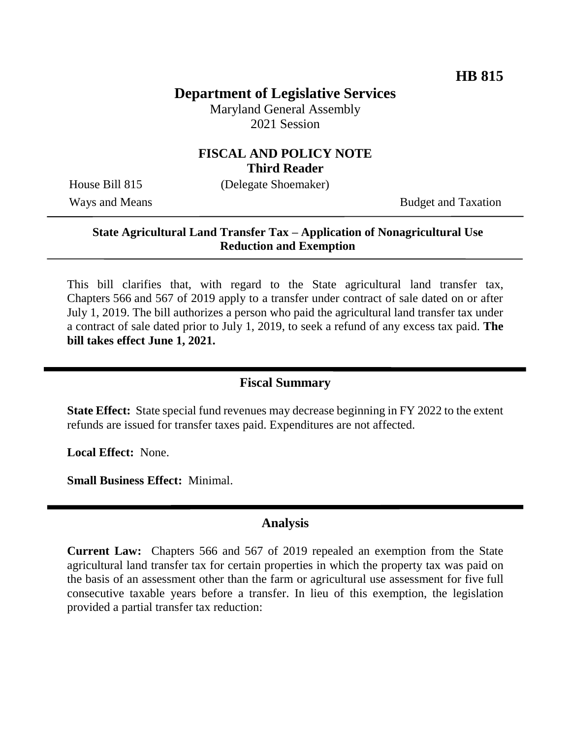**HB 815**

# Department of Legislative Services

Maryland General Assembly
2021 Session

## FISCAL AND POLICY NOTE
**Third Reader**

House Bill 815 (Delegate Shoemaker)

Ways and Means Budget and Taxation

---

**State Agricultural Land Transfer Tax – Application of Nonagricultural Use Reduction and Exemption**

---

This bill clarifies that, with regard to the State agricultural land transfer tax, Chapters 566 and 567 of 2019 apply to a transfer under contract of sale dated on or after July 1, 2019. The bill authorizes a person who paid the agricultural land transfer tax under a contract of sale dated prior to July 1, 2019, to seek a refund of any excess tax paid. **The bill takes effect June 1, 2021.**

## Fiscal Summary

**State Effect:** State special fund revenues may decrease beginning in FY 2022 to the extent refunds are issued for transfer taxes paid. Expenditures are not affected.

**Local Effect:** None.

**Small Business Effect:** Minimal.

## Analysis

**Current Law:** Chapters 566 and 567 of 2019 repealed an exemption from the State agricultural land transfer tax for certain properties in which the property tax was paid on the basis of an assessment other than the farm or agricultural use assessment for five full consecutive taxable years before a transfer. In lieu of this exemption, the legislation provided a partial transfer tax reduction: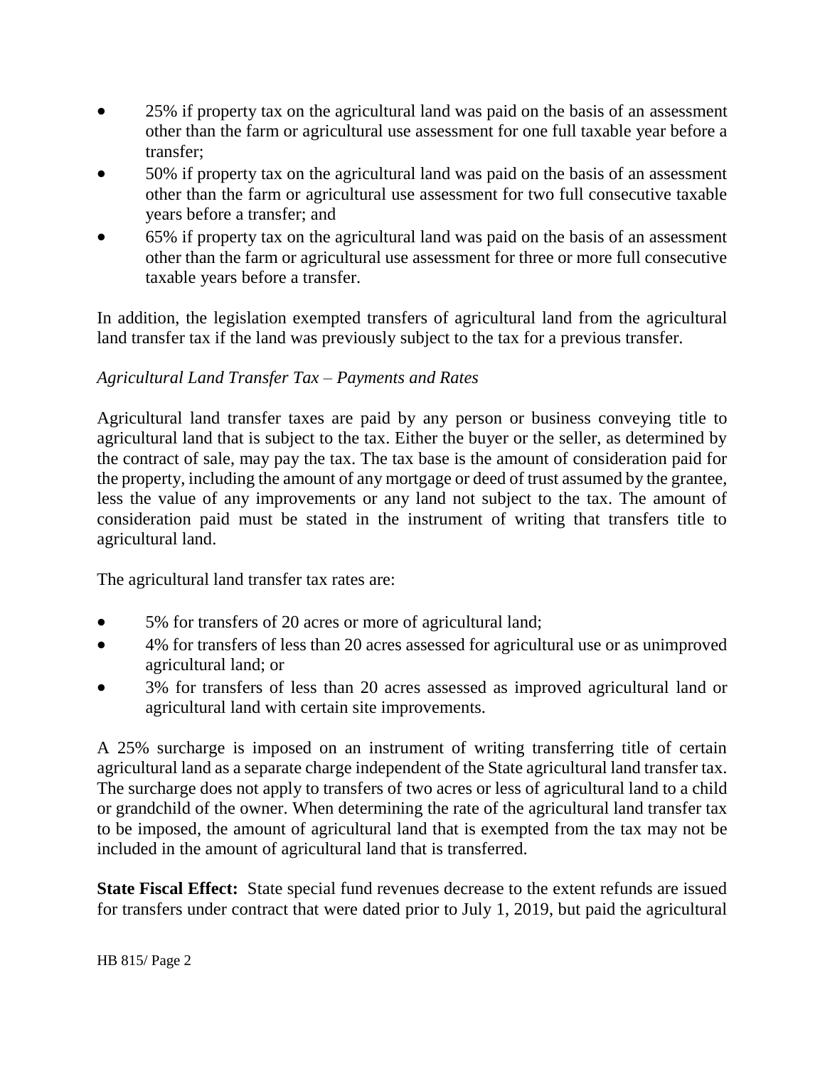- 25% if property tax on the agricultural land was paid on the basis of an assessment other than the farm or agricultural use assessment for one full taxable year before a transfer;
- 50% if property tax on the agricultural land was paid on the basis of an assessment other than the farm or agricultural use assessment for two full consecutive taxable years before a transfer; and
- 65% if property tax on the agricultural land was paid on the basis of an assessment other than the farm or agricultural use assessment for three or more full consecutive taxable years before a transfer.

In addition, the legislation exempted transfers of agricultural land from the agricultural land transfer tax if the land was previously subject to the tax for a previous transfer.

*Agricultural Land Transfer Tax – Payments and Rates*

Agricultural land transfer taxes are paid by any person or business conveying title to agricultural land that is subject to the tax. Either the buyer or the seller, as determined by the contract of sale, may pay the tax. The tax base is the amount of consideration paid for the property, including the amount of any mortgage or deed of trust assumed by the grantee, less the value of any improvements or any land not subject to the tax. The amount of consideration paid must be stated in the instrument of writing that transfers title to agricultural land.

The agricultural land transfer tax rates are:

- 5% for transfers of 20 acres or more of agricultural land;
- 4% for transfers of less than 20 acres assessed for agricultural use or as unimproved agricultural land; or
- 3% for transfers of less than 20 acres assessed as improved agricultural land or agricultural land with certain site improvements.

A 25% surcharge is imposed on an instrument of writing transferring title of certain agricultural land as a separate charge independent of the State agricultural land transfer tax. The surcharge does not apply to transfers of two acres or less of agricultural land to a child or grandchild of the owner. When determining the rate of the agricultural land transfer tax to be imposed, the amount of agricultural land that is exempted from the tax may not be included in the amount of agricultural land that is transferred.

**State Fiscal Effect:** State special fund revenues decrease to the extent refunds are issued for transfers under contract that were dated prior to July 1, 2019, but paid the agricultural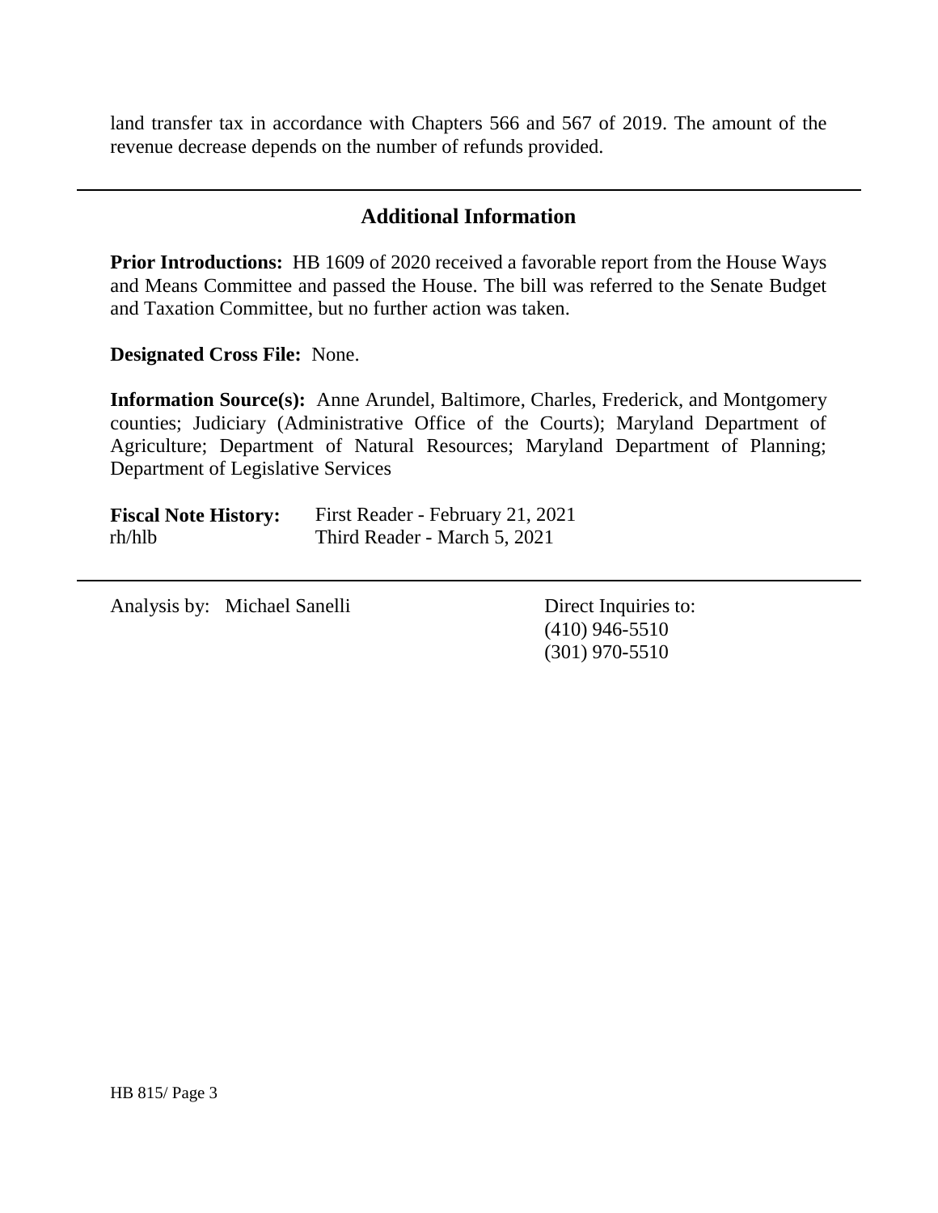land transfer tax in accordance with Chapters 566 and 567 of 2019. The amount of the revenue decrease depends on the number of refunds provided.

---

## Additional Information

**Prior Introductions:** HB 1609 of 2020 received a favorable report from the House Ways and Means Committee and passed the House. The bill was referred to the Senate Budget and Taxation Committee, but no further action was taken.

**Designated Cross File:** None.

**Information Source(s):** Anne Arundel, Baltimore, Charles, Frederick, and Montgomery counties; Judiciary (Administrative Office of the Courts); Maryland Department of Agriculture; Department of Natural Resources; Maryland Department of Planning; Department of Legislative Services

| | |
|---|---|
| **Fiscal Note History:** | First Reader - February 21, 2021 |
| rh/hlb | Third Reader - March 5, 2021 |

---

Analysis by: Michael Sanelli

Direct Inquiries to:
(410) 946-5510
(301) 970-5510